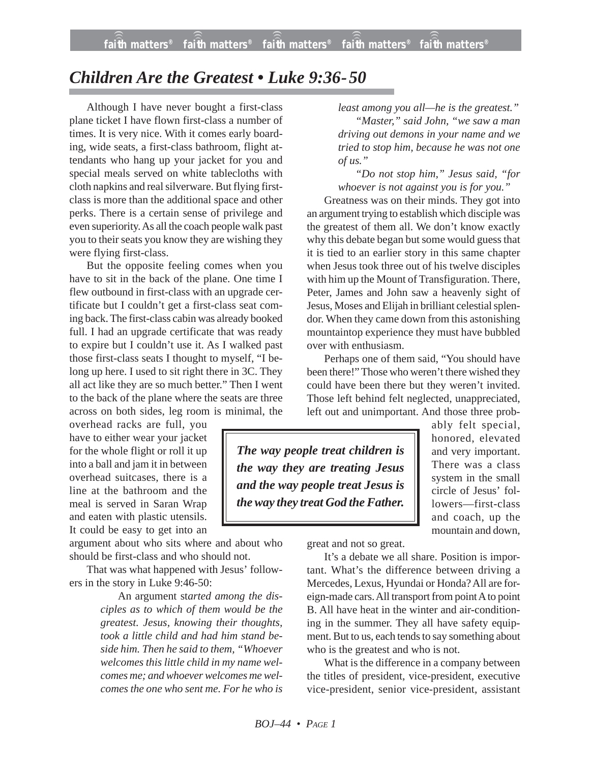# *Children Are the Greatest • Luke 9:36-50*

Although I have never bought a first-class plane ticket I have flown first-class a number of times. It is very nice. With it comes early boarding, wide seats, a first-class bathroom, flight attendants who hang up your jacket for you and special meals served on white tablecloths with cloth napkins and real silverware. But flying first-class is more than the additional space and other perks. There is a certain sense of privilege and even superiority. As all the coach people walk past you to their seats you know they are wishing they were flying first-class.

But the opposite feeling comes when you have to sit in the back of the plane. One time I flew outbound in first-class with an upgrade certificate but I couldn't get a first-class seat coming back. The first-class cabin was already booked full. I had an upgrade certificate that was ready to expire but I couldn't use it. As I walked past those first-class seats I thought to myself, "I belong up here. I used to sit right there in 3C. They all act like they are so much better." Then I went to the back of the plane where the seats are three across on both sides, leg room is minimal, the overhead racks are full, you have to either wear your jacket for the whole flight or roll it up into a ball and jam it in between overhead suitcases, there is a line at the bathroom and the meal is served in Saran Wrap and eaten with plastic utensils. It could be easy to get into an argument about who sits where and about who should be first-class and who should not.

That was what happened with Jesus' followers in the story in Luke 9:46-50:

> An argument s*tarted among the disciples as to which of them would be the greatest. Jesus, knowing their thoughts, took a little child and had him stand beside him. Then he said to them, "Whoever welcomes this little child in my name welcomes me; and whoever welcomes me welcomes the one who sent me. For he who is least among you all—he is the greatest."*
>
> *"Master," said John, "we saw a man driving out demons in your name and we tried to stop him, because he was not one of us."*
>
> *"Do not stop him," Jesus said, "for whoever is not against you is for you."*

Greatness was on their minds. They got into an argument trying to establish which disciple was the greatest of them all. We don't know exactly why this debate began but some would guess that it is tied to an earlier story in this same chapter when Jesus took three out of his twelve disciples with him up the Mount of Transfiguration. There, Peter, James and John saw a heavenly sight of Jesus, Moses and Elijah in brilliant celestial splendor. When they came down from this astonishing mountaintop experience they must have bubbled over with enthusiasm.

Perhaps one of them said, "You should have been there!" Those who weren't there wished they could have been there but they weren't invited. Those left behind felt neglected, unappreciated, left out and unimportant. And those three probably felt special, honored, elevated and very important. There was a class system in the small circle of Jesus' followers—first-class and coach, up the mountain and down, great and not so great.

> ***The way people treat children is the way they are treating Jesus and the way people treat Jesus is the way they treat God the Father.***

It's a debate we all share. Position is important. What's the difference between driving a Mercedes, Lexus, Hyundai or Honda? All are foreign-made cars. All transport from point A to point B. All have heat in the winter and air-conditioning in the summer. They all have safety equipment. But to us, each tends to say something about who is the greatest and who is not.

What is the difference in a company between the titles of president, vice-president, executive vice-president, senior vice-president, assistant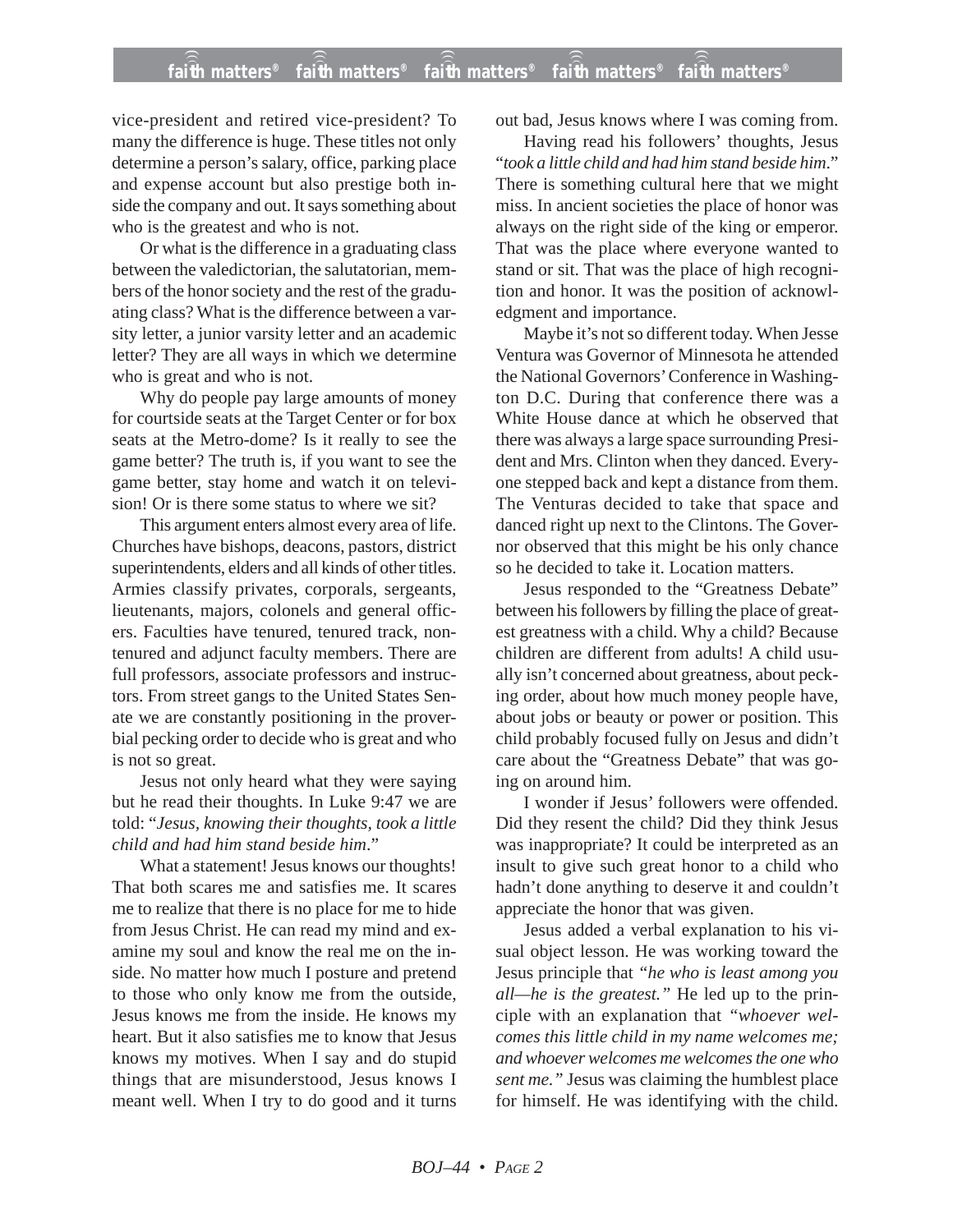vice-president and retired vice-president? To many the difference is huge. These titles not only determine a person's salary, office, parking place and expense account but also prestige both inside the company and out. It says something about who is the greatest and who is not.

Or what is the difference in a graduating class between the valedictorian, the salutatorian, members of the honor society and the rest of the graduating class? What is the difference between a varsity letter, a junior varsity letter and an academic letter? They are all ways in which we determine who is great and who is not.

Why do people pay large amounts of money for courtside seats at the Target Center or for box seats at the Metro-dome? Is it really to see the game better? The truth is, if you want to see the game better, stay home and watch it on television! Or is there some status to where we sit?

This argument enters almost every area of life. Churches have bishops, deacons, pastors, district superintendents, elders and all kinds of other titles. Armies classify privates, corporals, sergeants, lieutenants, majors, colonels and general officers. Faculties have tenured, tenured track, non-tenured and adjunct faculty members. There are full professors, associate professors and instructors. From street gangs to the United States Senate we are constantly positioning in the proverbial pecking order to decide who is great and who is not so great.

Jesus not only heard what they were saying but he read their thoughts. In Luke 9:47 we are told: "*Jesus, knowing their thoughts, took a little child and had him stand beside him*."

What a statement! Jesus knows our thoughts! That both scares me and satisfies me. It scares me to realize that there is no place for me to hide from Jesus Christ. He can read my mind and examine my soul and know the real me on the inside. No matter how much I posture and pretend to those who only know me from the outside, Jesus knows me from the inside. He knows my heart. But it also satisfies me to know that Jesus knows my motives. When I say and do stupid things that are misunderstood, Jesus knows I meant well. When I try to do good and it turns out bad, Jesus knows where I was coming from.

Having read his followers' thoughts, Jesus "*took a little child and had him stand beside him*." There is something cultural here that we might miss. In ancient societies the place of honor was always on the right side of the king or emperor. That was the place where everyone wanted to stand or sit. That was the place of high recognition and honor. It was the position of acknowledgment and importance.

Maybe it's not so different today. When Jesse Ventura was Governor of Minnesota he attended the National Governors' Conference in Washington D.C. During that conference there was a White House dance at which he observed that there was always a large space surrounding President and Mrs. Clinton when they danced. Everyone stepped back and kept a distance from them. The Venturas decided to take that space and danced right up next to the Clintons. The Governor observed that this might be his only chance so he decided to take it. Location matters.

Jesus responded to the "Greatness Debate" between his followers by filling the place of greatest greatness with a child. Why a child? Because children are different from adults! A child usually isn't concerned about greatness, about pecking order, about how much money people have, about jobs or beauty or power or position. This child probably focused fully on Jesus and didn't care about the "Greatness Debate" that was going on around him.

I wonder if Jesus' followers were offended. Did they resent the child? Did they think Jesus was inappropriate? It could be interpreted as an insult to give such great honor to a child who hadn't done anything to deserve it and couldn't appreciate the honor that was given.

Jesus added a verbal explanation to his visual object lesson. He was working toward the Jesus principle that *"he who is least among you all—he is the greatest."* He led up to the principle with an explanation that *"whoever welcomes this little child in my name welcomes me; and whoever welcomes me welcomes the one who sent me."* Jesus was claiming the humblest place for himself. He was identifying with the child.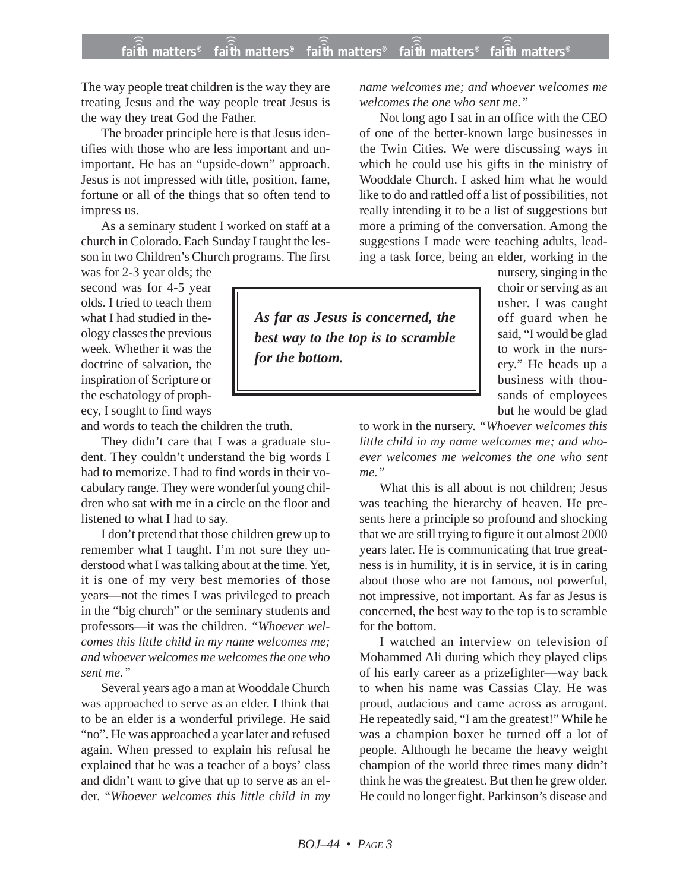The way people treat children is the way they are treating Jesus and the way people treat Jesus is the way they treat God the Father.

The broader principle here is that Jesus identifies with those who are less important and unimportant. He has an "upside-down" approach. Jesus is not impressed with title, position, fame, fortune or all of the things that so often tend to impress us.

As a seminary student I worked on staff at a church in Colorado. Each Sunday I taught the lesson in two Children's Church programs. The first was for 2-3 year olds; the second was for 4-5 year olds. I tried to teach them what I had studied in theology classes the previous week. Whether it was the doctrine of salvation, the inspiration of Scripture or the eschatology of prophecy, I sought to find ways and words to teach the children the truth.

They didn't care that I was a graduate student. They couldn't understand the big words I had to memorize. I had to find words in their vocabulary range. They were wonderful young children who sat with me in a circle on the floor and listened to what I had to say.

I don't pretend that those children grew up to remember what I taught. I'm not sure they understood what I was talking about at the time. Yet, it is one of my very best memories of those years—not the times I was privileged to preach in the "big church" or the seminary students and professors—it was the children. *"Whoever welcomes this little child in my name welcomes me; and whoever welcomes me welcomes the one who sent me."*

Several years ago a man at Wooddale Church was approached to serve as an elder. I think that to be an elder is a wonderful privilege. He said "no". He was approached a year later and refused again. When pressed to explain his refusal he explained that he was a teacher of a boys' class and didn't want to give that up to serve as an elder. *"Whoever welcomes this little child in my name welcomes me; and whoever welcomes me welcomes the one who sent me."*

Not long ago I sat in an office with the CEO of one of the better-known large businesses in the Twin Cities. We were discussing ways in which he could use his gifts in the ministry of Wooddale Church. I asked him what he would like to do and rattled off a list of possibilities, not really intending it to be a list of suggestions but more a priming of the conversation. Among the suggestions I made were teaching adults, leading a task force, being an elder, working in the nursery, singing in the choir or serving as an usher. I was caught off guard when he said, "I would be glad to work in the nursery." He heads up a business with thousands of employees but he would be glad to work in the nursery. *"Whoever welcomes this little child in my name welcomes me; and whoever welcomes me welcomes the one who sent me."*

> ***As far as Jesus is concerned, the best way to the top is to scramble for the bottom.***

What this is all about is not children; Jesus was teaching the hierarchy of heaven. He presents here a principle so profound and shocking that we are still trying to figure it out almost 2000 years later. He is communicating that true greatness is in humility, it is in service, it is in caring about those who are not famous, not powerful, not impressive, not important. As far as Jesus is concerned, the best way to the top is to scramble for the bottom.

I watched an interview on television of Mohammed Ali during which they played clips of his early career as a prizefighter—way back to when his name was Cassias Clay. He was proud, audacious and came across as arrogant. He repeatedly said, "I am the greatest!" While he was a champion boxer he turned off a lot of people. Although he became the heavy weight champion of the world three times many didn't think he was the greatest. But then he grew older. He could no longer fight. Parkinson's disease and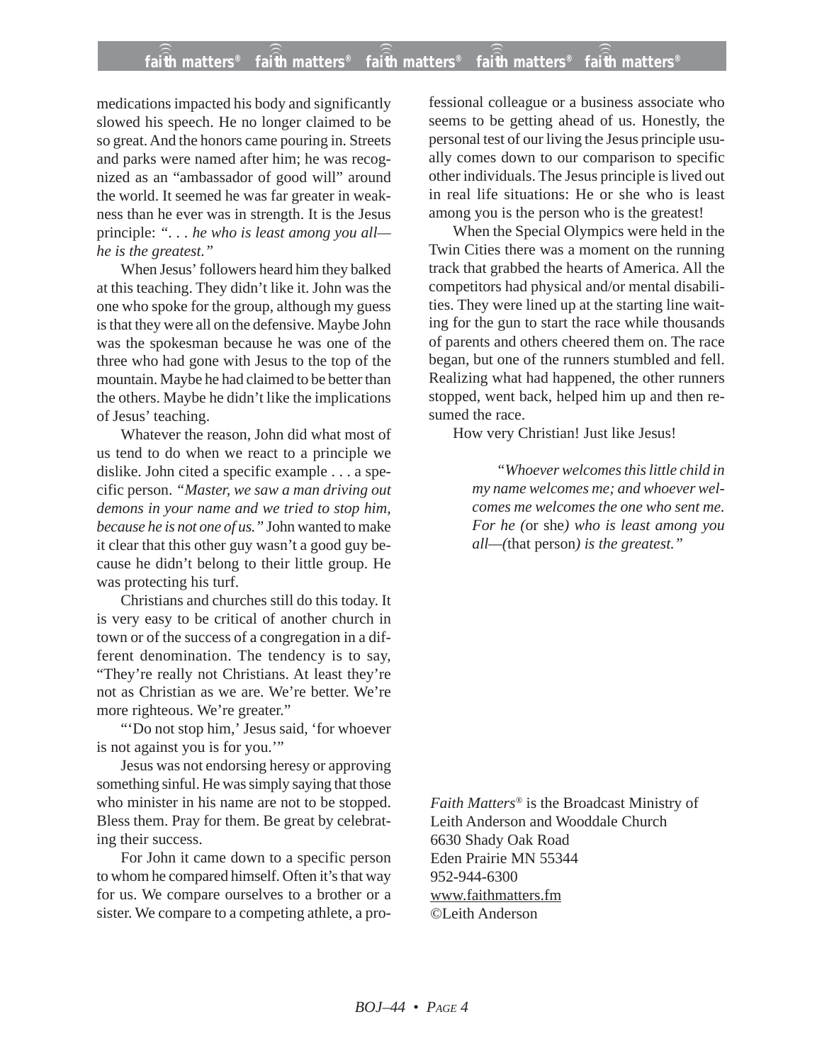medications impacted his body and significantly slowed his speech. He no longer claimed to be so great. And the honors came pouring in. Streets and parks were named after him; he was recognized as an "ambassador of good will" around the world. It seemed he was far greater in weakness than he ever was in strength. It is the Jesus principle: *". . . he who is least among you all—he is the greatest."*

When Jesus' followers heard him they balked at this teaching. They didn't like it. John was the one who spoke for the group, although my guess is that they were all on the defensive. Maybe John was the spokesman because he was one of the three who had gone with Jesus to the top of the mountain. Maybe he had claimed to be better than the others. Maybe he didn't like the implications of Jesus' teaching.

Whatever the reason, John did what most of us tend to do when we react to a principle we dislike. John cited a specific example . . . a specific person. *"Master, we saw a man driving out demons in your name and we tried to stop him, because he is not one of us."* John wanted to make it clear that this other guy wasn't a good guy because he didn't belong to their little group. He was protecting his turf.

Christians and churches still do this today. It is very easy to be critical of another church in town or of the success of a congregation in a different denomination. The tendency is to say, "They're really not Christians. At least they're not as Christian as we are. We're better. We're more righteous. We're greater."

"'Do not stop him,' Jesus said, 'for whoever is not against you is for you.'"

Jesus was not endorsing heresy or approving something sinful. He was simply saying that those who minister in his name are not to be stopped. Bless them. Pray for them. Be great by celebrating their success.

For John it came down to a specific person to whom he compared himself. Often it's that way for us. We compare ourselves to a brother or a sister. We compare to a competing athlete, a professional colleague or a business associate who seems to be getting ahead of us. Honestly, the personal test of our living the Jesus principle usually comes down to our comparison to specific other individuals. The Jesus principle is lived out in real life situations: He or she who is least among you is the person who is the greatest!

When the Special Olympics were held in the Twin Cities there was a moment on the running track that grabbed the hearts of America. All the competitors had physical and/or mental disabilities. They were lined up at the starting line waiting for the gun to start the race while thousands of parents and others cheered them on. The race began, but one of the runners stumbled and fell. Realizing what had happened, the other runners stopped, went back, helped him up and then resumed the race.

How very Christian! Just like Jesus!

> *"Whoever welcomes this little child in my name welcomes me; and whoever welcomes me welcomes the one who sent me. For he (*or she*) who is least among you all—(*that person*) is the greatest."*

*Faith Matters®* is the Broadcast Ministry of
Leith Anderson and Wooddale Church
6630 Shady Oak Road
Eden Prairie MN 55344
952-944-6300
www.faithmatters.fm
©Leith Anderson